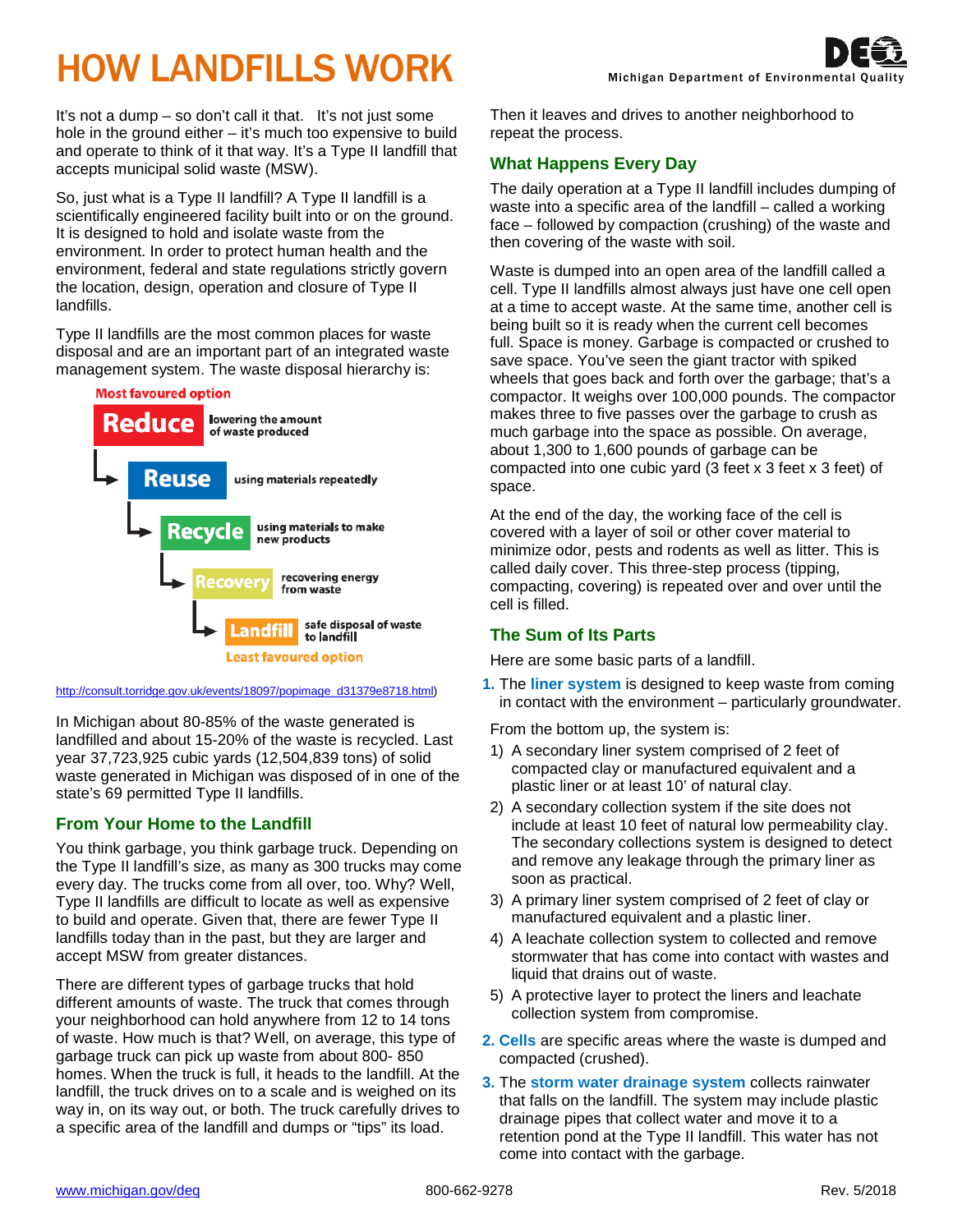# HOW LANDFILLS WORK

Michigan Department of Environmental Quality

It's not a dump – so don't call it that. It's not just some hole in the ground either – it's much too expensive to build and operate to think of it that way. It's a Type II landfill that accepts municipal solid waste (MSW).

So, just what is a Type II landfill? A Type II landfill is a scientifically engineered facility built into or on the ground. It is designed to hold and isolate waste from the environment. In order to protect human health and the environment, federal and state regulations strictly govern the location, design, operation and closure of Type II landfills.

Type II landfills are the most common places for waste disposal and are an important part of an integrated waste management system. The waste disposal hierarchy is:

Most favoured option

- **Reduce** – lowering the amount of waste produced
- **Reuse** – using materials repeatedly
- **Recycle** – using materials to make new products
- **Recovery** – recovering energy from waste
- **Landfill** – safe disposal of waste to landfill

Least favoured option

http://consult.torridge.gov.uk/events/18097/popimage_d31379e8718.html)

In Michigan about 80-85% of the waste generated is landfilled and about 15-20% of the waste is recycled. Last year 37,723,925 cubic yards (12,504,839 tons) of solid waste generated in Michigan was disposed of in one of the state's 69 permitted Type II landfills.

## From Your Home to the Landfill

You think garbage, you think garbage truck. Depending on the Type II landfill's size, as many as 300 trucks may come every day. The trucks come from all over, too. Why? Well, Type II landfills are difficult to locate as well as expensive to build and operate. Given that, there are fewer Type II landfills today than in the past, but they are larger and accept MSW from greater distances.

There are different types of garbage trucks that hold different amounts of waste. The truck that comes through your neighborhood can hold anywhere from 12 to 14 tons of waste. How much is that? Well, on average, this type of garbage truck can pick up waste from about 800- 850 homes. When the truck is full, it heads to the landfill. At the landfill, the truck drives on to a scale and is weighed on its way in, on its way out, or both. The truck carefully drives to a specific area of the landfill and dumps or "tips" its load. Then it leaves and drives to another neighborhood to repeat the process.

## What Happens Every Day

The daily operation at a Type II landfill includes dumping of waste into a specific area of the landfill – called a working face – followed by compaction (crushing) of the waste and then covering of the waste with soil.

Waste is dumped into an open area of the landfill called a cell. Type II landfills almost always just have one cell open at a time to accept waste. At the same time, another cell is being built so it is ready when the current cell becomes full. Space is money. Garbage is compacted or crushed to save space. You've seen the giant tractor with spiked wheels that goes back and forth over the garbage; that's a compactor. It weighs over 100,000 pounds. The compactor makes three to five passes over the garbage to crush as much garbage into the space as possible. On average, about 1,300 to 1,600 pounds of garbage can be compacted into one cubic yard (3 feet x 3 feet x 3 feet) of space.

At the end of the day, the working face of the cell is covered with a layer of soil or other cover material to minimize odor, pests and rodents as well as litter. This is called daily cover. This three-step process (tipping, compacting, covering) is repeated over and over until the cell is filled.

## The Sum of Its Parts

Here are some basic parts of a landfill.

1. The **liner system** is designed to keep waste from coming in contact with the environment – particularly groundwater.

   From the bottom up, the system is:

   1) A secondary liner system comprised of 2 feet of compacted clay or manufactured equivalent and a plastic liner or at least 10' of natural clay.
   2) A secondary collection system if the site does not include at least 10 feet of natural low permeability clay. The secondary collections system is designed to detect and remove any leakage through the primary liner as soon as practical.
   3) A primary liner system comprised of 2 feet of clay or manufactured equivalent and a plastic liner.
   4) A leachate collection system to collected and remove stormwater that has come into contact with wastes and liquid that drains out of waste.
   5) A protective layer to protect the liners and leachate collection system from compromise.

2. **Cells** are specific areas where the waste is dumped and compacted (crushed).
3. The **storm water drainage system** collects rainwater that falls on the landfill. The system may include plastic drainage pipes that collect water and move it to a retention pond at the Type II landfill. This water has not come into contact with the garbage.

www.michigan.gov/deq 800-662-9278 Rev. 5/2018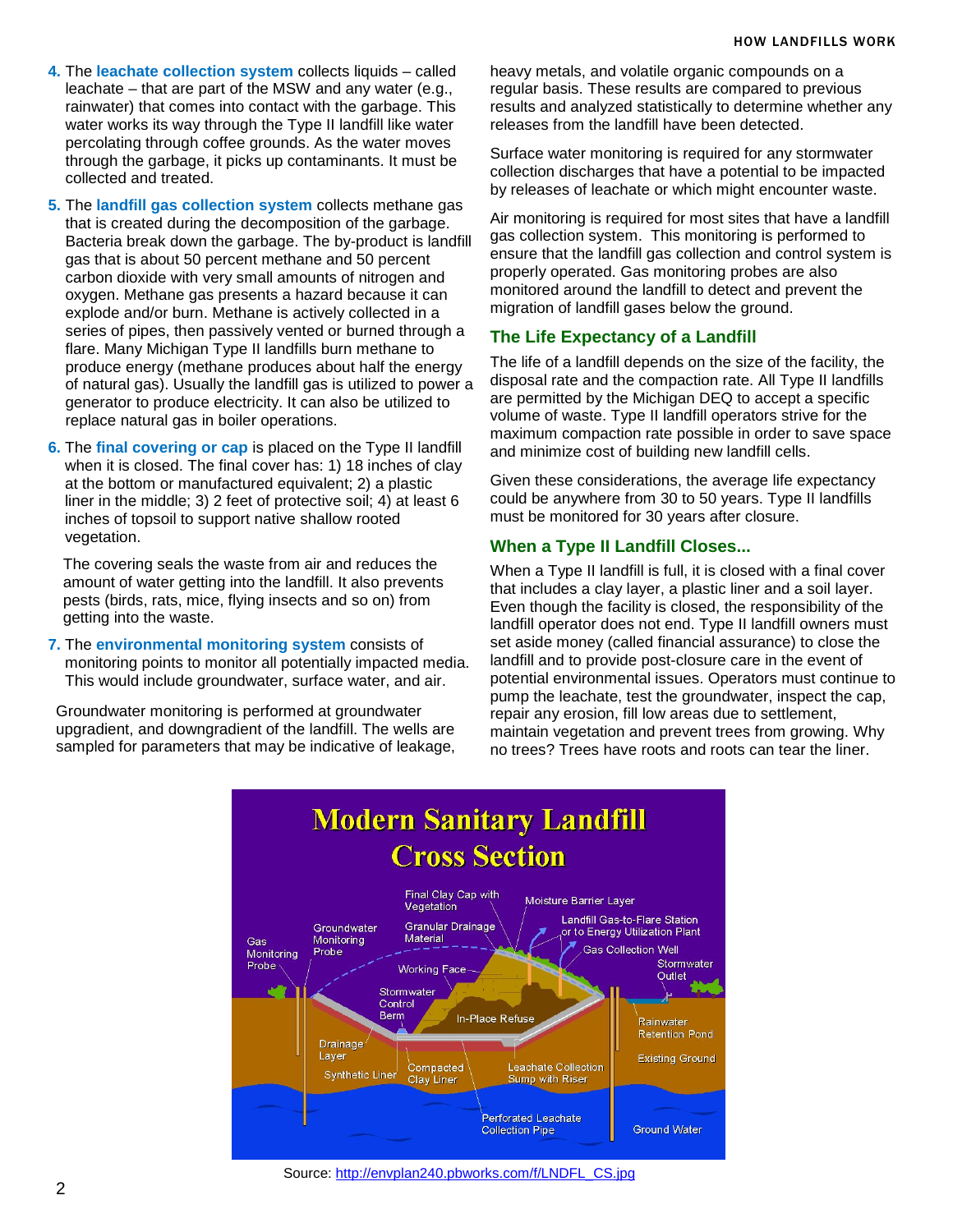4. The **leachate collection system** collects liquids – called leachate – that are part of the MSW and any water (e.g., rainwater) that comes into contact with the garbage. This water works its way through the Type II landfill like water percolating through coffee grounds. As the water moves through the garbage, it picks up contaminants. It must be collected and treated.

5. The **landfill gas collection system** collects methane gas that is created during the decomposition of the garbage. Bacteria break down the garbage. The by-product is landfill gas that is about 50 percent methane and 50 percent carbon dioxide with very small amounts of nitrogen and oxygen. Methane gas presents a hazard because it can explode and/or burn. Methane is actively collected in a series of pipes, then passively vented or burned through a flare. Many Michigan Type II landfills burn methane to produce energy (methane produces about half the energy of natural gas). Usually the landfill gas is utilized to power a generator to produce electricity. It can also be utilized to replace natural gas in boiler operations.

6. The **final covering or cap** is placed on the Type II landfill when it is closed. The final cover has: 1) 18 inches of clay at the bottom or manufactured equivalent; 2) a plastic liner in the middle; 3) 2 feet of protective soil; 4) at least 6 inches of topsoil to support native shallow rooted vegetation.

   The covering seals the waste from air and reduces the amount of water getting into the landfill. It also prevents pests (birds, rats, mice, flying insects and so on) from getting into the waste.

7. The **environmental monitoring system** consists of monitoring points to monitor all potentially impacted media. This would include groundwater, surface water, and air.

Groundwater monitoring is performed at groundwater upgradient, and downgradient of the landfill. The wells are sampled for parameters that may be indicative of leakage, heavy metals, and volatile organic compounds on a regular basis. These results are compared to previous results and analyzed statistically to determine whether any releases from the landfill have been detected.

Surface water monitoring is required for any stormwater collection discharges that have a potential to be impacted by releases of leachate or which might encounter waste.

Air monitoring is required for most sites that have a landfill gas collection system. This monitoring is performed to ensure that the landfill gas collection and control system is properly operated. Gas monitoring probes are also monitored around the landfill to detect and prevent the migration of landfill gases below the ground.

## The Life Expectancy of a Landfill

The life of a landfill depends on the size of the facility, the disposal rate and the compaction rate. All Type II landfills are permitted by the Michigan DEQ to accept a specific volume of waste. Type II landfill operators strive for the maximum compaction rate possible in order to save space and minimize cost of building new landfill cells.

Given these considerations, the average life expectancy could be anywhere from 30 to 50 years. Type II landfills must be monitored for 30 years after closure.

## When a Type II Landfill Closes...

When a Type II landfill is full, it is closed with a final cover that includes a clay layer, a plastic liner and a soil layer. Even though the facility is closed, the responsibility of the landfill operator does not end. Type II landfill owners must set aside money (called financial assurance) to close the landfill and to provide post-closure care in the event of potential environmental issues. Operators must continue to pump the leachate, test the groundwater, inspect the cap, repair any erosion, fill low areas due to settlement, maintain vegetation and prevent trees from growing. Why no trees? Trees have roots and roots can tear the liner.

Modern Sanitary Landfill Cross Section

Final Clay Cap with Vegetation
Moisture Barrier Layer
Landfill Gas-to-Flare Station or to Energy Utilization Plant
Groundwater Monitoring Probe
Granular Drainage Material
Gas Monitoring Probe
Gas Collection Well
Working Face
Stormwater Outlet
Stormwater Control Berm
In-Place Refuse
Rainwater Retention Pond
Drainage Layer
Existing Ground
Synthetic Liner
Compacted Clay Liner
Leachate Collection Sump with Riser
Perforated Leachate Collection Pipe
Ground Water

Source: http://envplan240.pbworks.com/f/LNDFL_CS.jpg